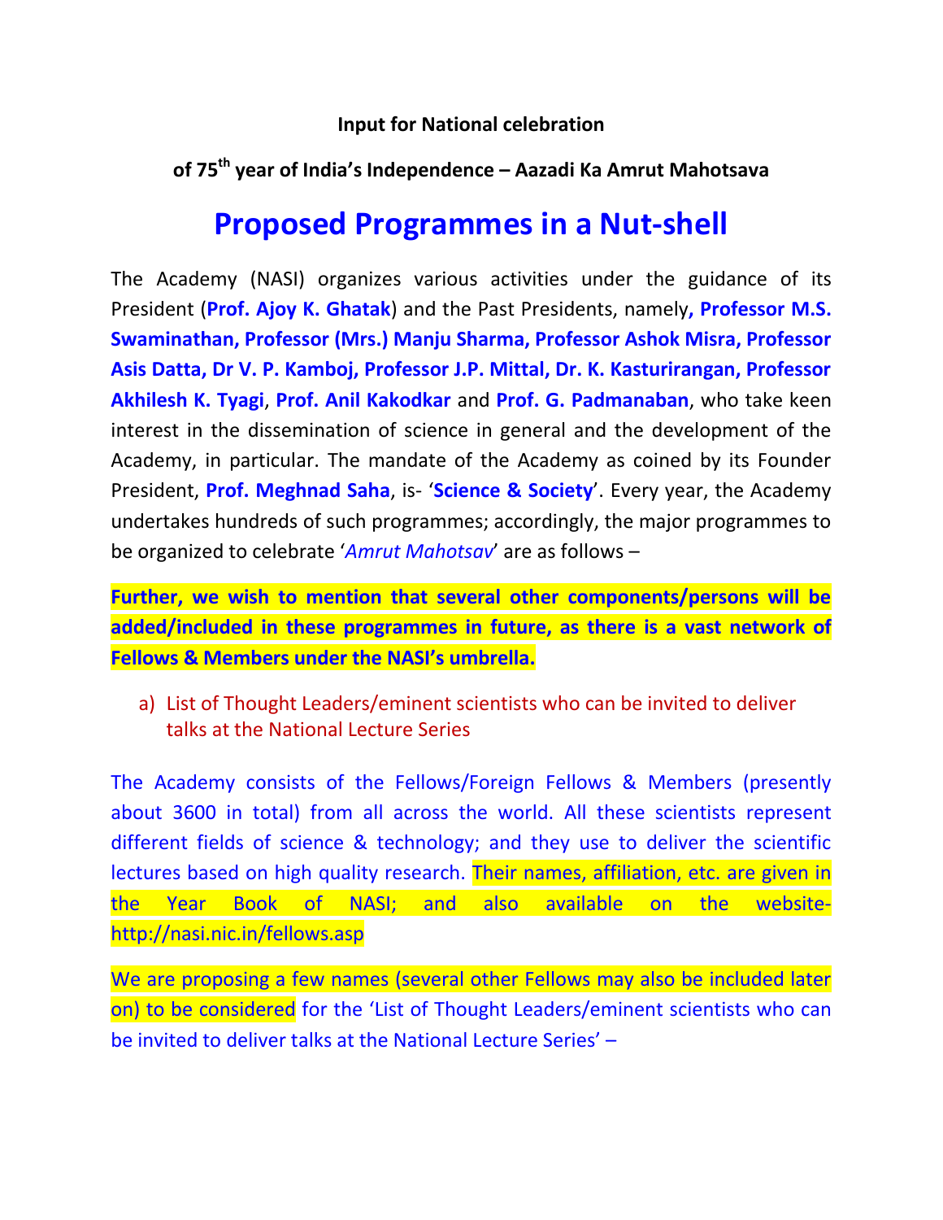**Input for National celebration**

**of 75th year of India's Independence – Aazadi Ka Amrut Mahotsava**

# Proposed Programmes in a Nut-shell

The Academy (NASI) organizes various activities under the guidance of its President (**Prof. Ajoy K. Ghatak**) and the Past Presidents, namely**, Professor M.S. Swaminathan, Professor (Mrs.) Manju Sharma, Professor Ashok Misra, Professor Asis Datta, Dr V. P. Kamboj, Professor J.P. Mittal, Dr. K. Kasturirangan, Professor Akhilesh K. Tyagi**, **Prof. Anil Kakodkar** and **Prof. G. Padmanaban**, who take keen interest in the dissemination of science in general and the development of the Academy, in particular. The mandate of the Academy as coined by its Founder President, **Prof. Meghnad Saha**, is- '**Science & Society**'. Every year, the Academy undertakes hundreds of such programmes; accordingly, the major programmes to be organized to celebrate '*Amrut Mahotsav*' are as follows –

**Further, we wish to mention that several other components/persons will be added/included in these programmes in future, as there is a vast network of Fellows & Members under the NASI's umbrella.**

a) List of Thought Leaders/eminent scientists who can be invited to deliver talks at the National Lecture Series

The Academy consists of the Fellows/Foreign Fellows & Members (presently about 3600 in total) from all across the world. All these scientists represent different fields of science & technology; and they use to deliver the scientific lectures based on high quality research. Their names, affiliation, etc. are given in the Year Book of NASI; and also available on the website- http://nasi.nic.in/fellows.asp

We are proposing a few names (several other Fellows may also be included later on) to be considered for the 'List of Thought Leaders/eminent scientists who can be invited to deliver talks at the National Lecture Series' –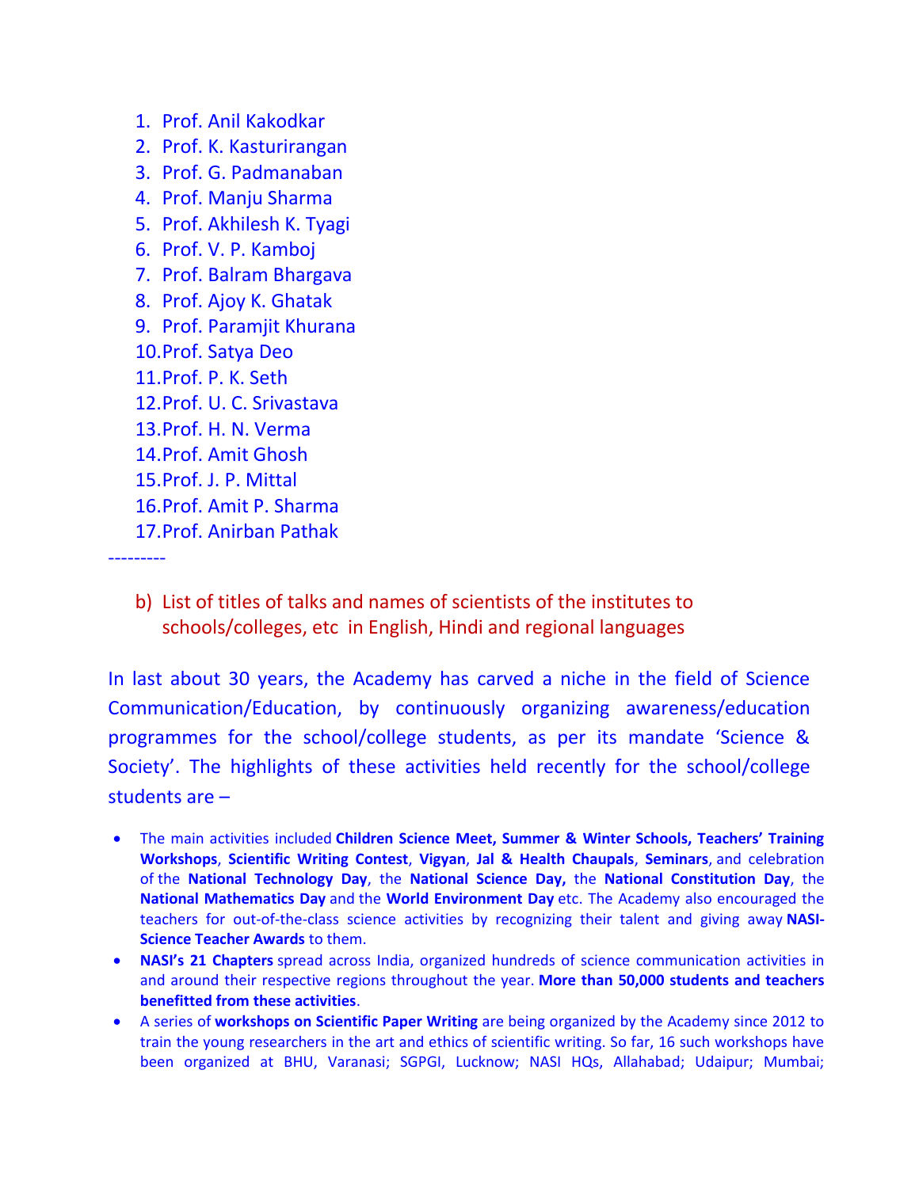1. Prof. Anil Kakodkar
2. Prof. K. Kasturirangan
3. Prof. G. Padmanaban
4. Prof. Manju Sharma
5. Prof. Akhilesh K. Tyagi
6. Prof. V. P. Kamboj
7. Prof. Balram Bhargava
8. Prof. Ajoy K. Ghatak
9. Prof. Paramjit Khurana
10. Prof. Satya Deo
11. Prof. P. K. Seth
12. Prof. U. C. Srivastava
13. Prof. H. N. Verma
14. Prof. Amit Ghosh
15. Prof. J. P. Mittal
16. Prof. Amit P. Sharma
17. Prof. Anirban Pathak

---------

b) List of titles of talks and names of scientists of the institutes to schools/colleges, etc in English, Hindi and regional languages

In last about 30 years, the Academy has carved a niche in the field of Science Communication/Education, by continuously organizing awareness/education programmes for the school/college students, as per its mandate 'Science & Society'. The highlights of these activities held recently for the school/college students are –

- The main activities included **Children Science Meet, Summer & Winter Schools, Teachers' Training Workshops**, **Scientific Writing Contest**, **Vigyan**, **Jal & Health Chaupals**, **Seminars**, and celebration of the **National Technology Day**, the **National Science Day,** the **National Constitution Day**, the **National Mathematics Day** and the **World Environment Day** etc. The Academy also encouraged the teachers for out-of-the-class science activities by recognizing their talent and giving away **NASI-Science Teacher Awards** to them.
- **NASI's 21 Chapters** spread across India, organized hundreds of science communication activities in and around their respective regions throughout the year. **More than 50,000 students and teachers benefitted from these activities**.
- A series of **workshops on Scientific Paper Writing** are being organized by the Academy since 2012 to train the young researchers in the art and ethics of scientific writing. So far, 16 such workshops have been organized at BHU, Varanasi; SGPGI, Lucknow; NASI HQs, Allahabad; Udaipur; Mumbai;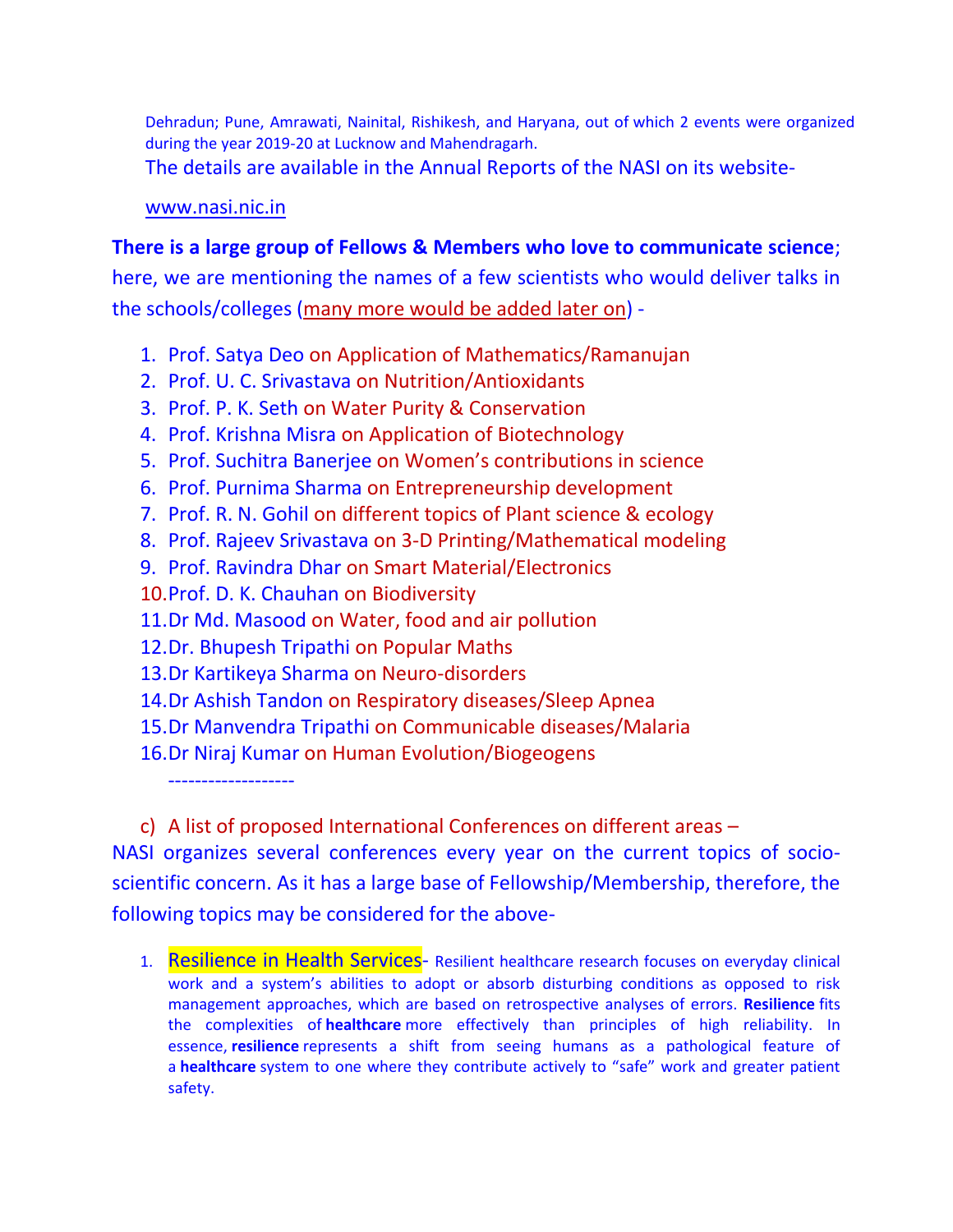Dehradun; Pune, Amrawati, Nainital, Rishikesh, and Haryana, out of which 2 events were organized during the year 2019-20 at Lucknow and Mahendragarh.

The details are available in the Annual Reports of the NASI on its website-

www.nasi.nic.in

**There is a large group of Fellows & Members who love to communicate science**; here, we are mentioning the names of a few scientists who would deliver talks in the schools/colleges (many more would be added later on) -

1. Prof. Satya Deo on Application of Mathematics/Ramanujan
2. Prof. U. C. Srivastava on Nutrition/Antioxidants
3. Prof. P. K. Seth on Water Purity & Conservation
4. Prof. Krishna Misra on Application of Biotechnology
5. Prof. Suchitra Banerjee on Women's contributions in science
6. Prof. Purnima Sharma on Entrepreneurship development
7. Prof. R. N. Gohil on different topics of Plant science & ecology
8. Prof. Rajeev Srivastava on 3-D Printing/Mathematical modeling
9. Prof. Ravindra Dhar on Smart Material/Electronics
10. Prof. D. K. Chauhan on Biodiversity
11. Dr Md. Masood on Water, food and air pollution
12. Dr. Bhupesh Tripathi on Popular Maths
13. Dr Kartikeya Sharma on Neuro-disorders
14. Dr Ashish Tandon on Respiratory diseases/Sleep Apnea
15. Dr Manvendra Tripathi on Communicable diseases/Malaria
16. Dr Niraj Kumar on Human Evolution/Biogeogens

-------------------

c) A list of proposed International Conferences on different areas –

NASI organizes several conferences every year on the current topics of socio-scientific concern. As it has a large base of Fellowship/Membership, therefore, the following topics may be considered for the above-

1. Resilience in Health Services- Resilient healthcare research focuses on everyday clinical work and a system's abilities to adopt or absorb disturbing conditions as opposed to risk management approaches, which are based on retrospective analyses of errors. **Resilience** fits the complexities of **healthcare** more effectively than principles of high reliability. In essence, **resilience** represents a shift from seeing humans as a pathological feature of a **healthcare** system to one where they contribute actively to "safe" work and greater patient safety.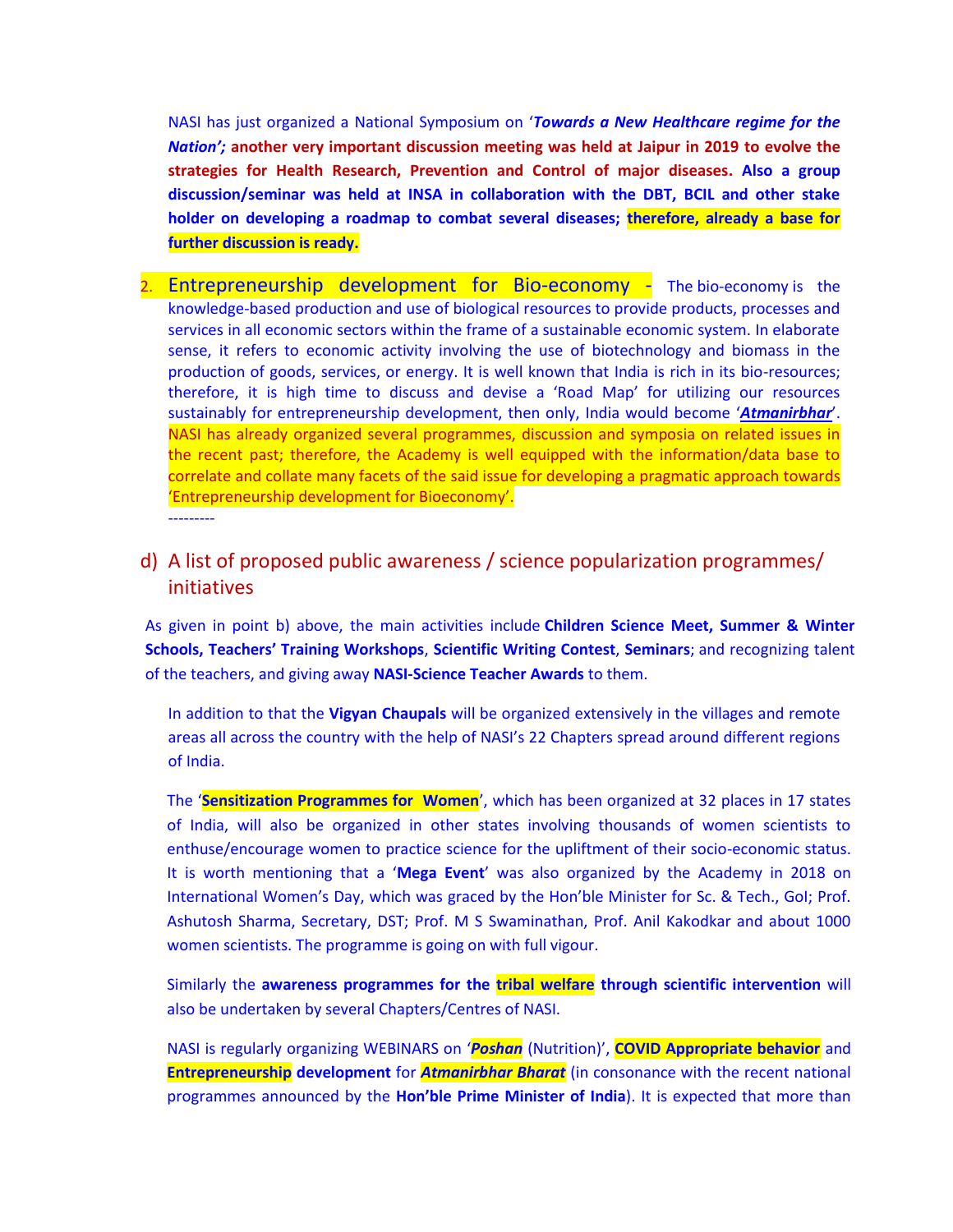NASI has just organized a National Symposium on '***Towards a New Healthcare regime for the Nation';*** **another very important discussion meeting was held at Jaipur in 2019 to evolve the strategies for Health Research, Prevention and Control of major diseases. Also a group discussion/seminar was held at INSA in collaboration with the DBT, BCIL and other stake holder on developing a roadmap to combat several diseases; therefore, already a base for further discussion is ready.**

2. Entrepreneurship development for Bio-economy - The bio-economy is the knowledge-based production and use of biological resources to provide products, processes and services in all economic sectors within the frame of a sustainable economic system. In elaborate sense, it refers to economic activity involving the use of biotechnology and biomass in the production of goods, services, or energy. It is well known that India is rich in its bio-resources; therefore, it is high time to discuss and devise a 'Road Map' for utilizing our resources sustainably for entrepreneurship development, then only, India would become '***Atmanirbhar***'. NASI has already organized several programmes, discussion and symposia on related issues in the recent past; therefore, the Academy is well equipped with the information/data base to correlate and collate many facets of the said issue for developing a pragmatic approach towards 'Entrepreneurship development for Bioeconomy'.

---------

## d) A list of proposed public awareness / science popularization programmes/ initiatives

As given in point b) above, the main activities include **Children Science Meet, Summer & Winter Schools, Teachers' Training Workshops**, **Scientific Writing Contest**, **Seminars**; and recognizing talent of the teachers, and giving away **NASI-Science Teacher Awards** to them.

In addition to that the **Vigyan Chaupals** will be organized extensively in the villages and remote areas all across the country with the help of NASI's 22 Chapters spread around different regions of India.

The '**Sensitization Programmes for Women**', which has been organized at 32 places in 17 states of India, will also be organized in other states involving thousands of women scientists to enthuse/encourage women to practice science for the upliftment of their socio-economic status. It is worth mentioning that a '**Mega Event**' was also organized by the Academy in 2018 on International Women's Day, which was graced by the Hon'ble Minister for Sc. & Tech., GoI; Prof. Ashutosh Sharma, Secretary, DST; Prof. M S Swaminathan, Prof. Anil Kakodkar and about 1000 women scientists. The programme is going on with full vigour.

Similarly the **awareness programmes for the tribal welfare through scientific intervention** will also be undertaken by several Chapters/Centres of NASI.

NASI is regularly organizing WEBINARS on '***Poshan*** (Nutrition)', **COVID Appropriate behavior** and **Entrepreneurship development** for ***Atmanirbhar Bharat*** (in consonance with the recent national programmes announced by the **Hon'ble Prime Minister of India**). It is expected that more than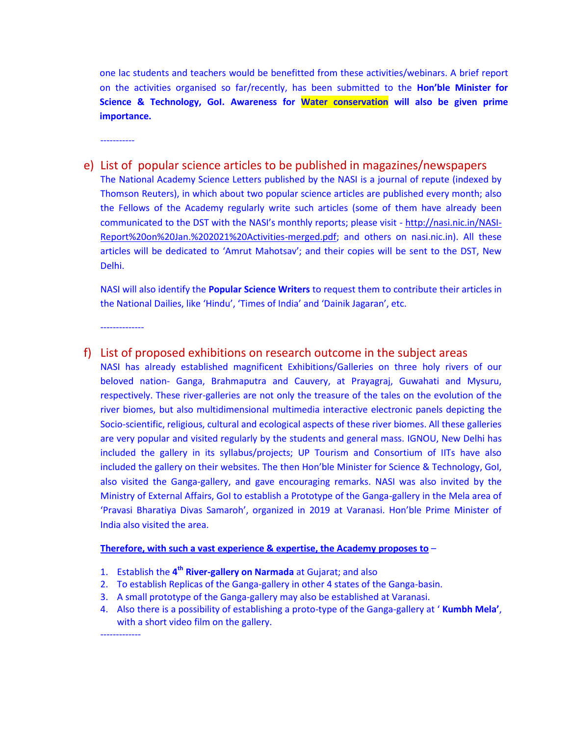one lac students and teachers would be benefitted from these activities/webinars. A brief report on the activities organised so far/recently, has been submitted to the **Hon'ble Minister for Science & Technology, GoI. Awareness for Water conservation will also be given prime importance.**

-----------

## e) List of popular science articles to be published in magazines/newspapers

The National Academy Science Letters published by the NASI is a journal of repute (indexed by Thomson Reuters), in which about two popular science articles are published every month; also the Fellows of the Academy regularly write such articles (some of them have already been communicated to the DST with the NASI's monthly reports; please visit - http://nasi.nic.in/NASI-Report%20on%20Jan.%202021%20Activities-merged.pdf; and others on nasi.nic.in). All these articles will be dedicated to 'Amrut Mahotsav'; and their copies will be sent to the DST, New Delhi.

NASI will also identify the **Popular Science Writers** to request them to contribute their articles in the National Dailies, like 'Hindu', 'Times of India' and 'Dainik Jagaran', etc.

--------------

## f) List of proposed exhibitions on research outcome in the subject areas

NASI has already established magnificent Exhibitions/Galleries on three holy rivers of our beloved nation- Ganga, Brahmaputra and Cauvery, at Prayagraj, Guwahati and Mysuru, respectively. These river-galleries are not only the treasure of the tales on the evolution of the river biomes, but also multidimensional multimedia interactive electronic panels depicting the Socio-scientific, religious, cultural and ecological aspects of these river biomes. All these galleries are very popular and visited regularly by the students and general mass. IGNOU, New Delhi has included the gallery in its syllabus/projects; UP Tourism and Consortium of IITs have also included the gallery on their websites. The then Hon'ble Minister for Science & Technology, GoI, also visited the Ganga-gallery, and gave encouraging remarks. NASI was also invited by the Ministry of External Affairs, GoI to establish a Prototype of the Ganga-gallery in the Mela area of 'Pravasi Bharatiya Divas Samaroh', organized in 2019 at Varanasi. Hon'ble Prime Minister of India also visited the area.

**Therefore, with such a vast experience & expertise, the Academy proposes to** –

1. Establish the **4th River-gallery on Narmada** at Gujarat; and also
2. To establish Replicas of the Ganga-gallery in other 4 states of the Ganga-basin.
3. A small prototype of the Ganga-gallery may also be established at Varanasi.
4. Also there is a possibility of establishing a proto-type of the Ganga-gallery at ' **Kumbh Mela'**, with a short video film on the gallery.

-------------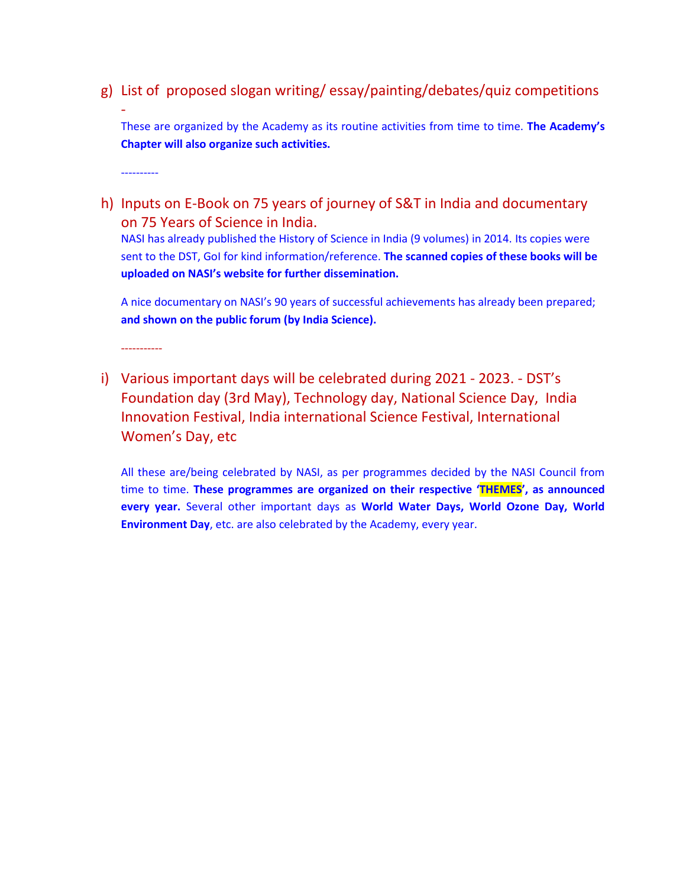g) List of proposed slogan writing/ essay/painting/debates/quiz competitions -

These are organized by the Academy as its routine activities from time to time. **The Academy's Chapter will also organize such activities.**

----------

h) Inputs on E-Book on 75 years of journey of S&T in India and documentary on 75 Years of Science in India.

NASI has already published the History of Science in India (9 volumes) in 2014. Its copies were sent to the DST, GoI for kind information/reference. **The scanned copies of these books will be uploaded on NASI's website for further dissemination.**

A nice documentary on NASI's 90 years of successful achievements has already been prepared; **and shown on the public forum (by India Science).**

-----------

i) Various important days will be celebrated during 2021 - 2023. - DST's Foundation day (3rd May), Technology day, National Science Day, India Innovation Festival, India international Science Festival, International Women's Day, etc

All these are/being celebrated by NASI, as per programmes decided by the NASI Council from time to time. **These programmes are organized on their respective 'THEMES', as announced every year.** Several other important days as **World Water Days, World Ozone Day, World Environment Day**, etc. are also celebrated by the Academy, every year.